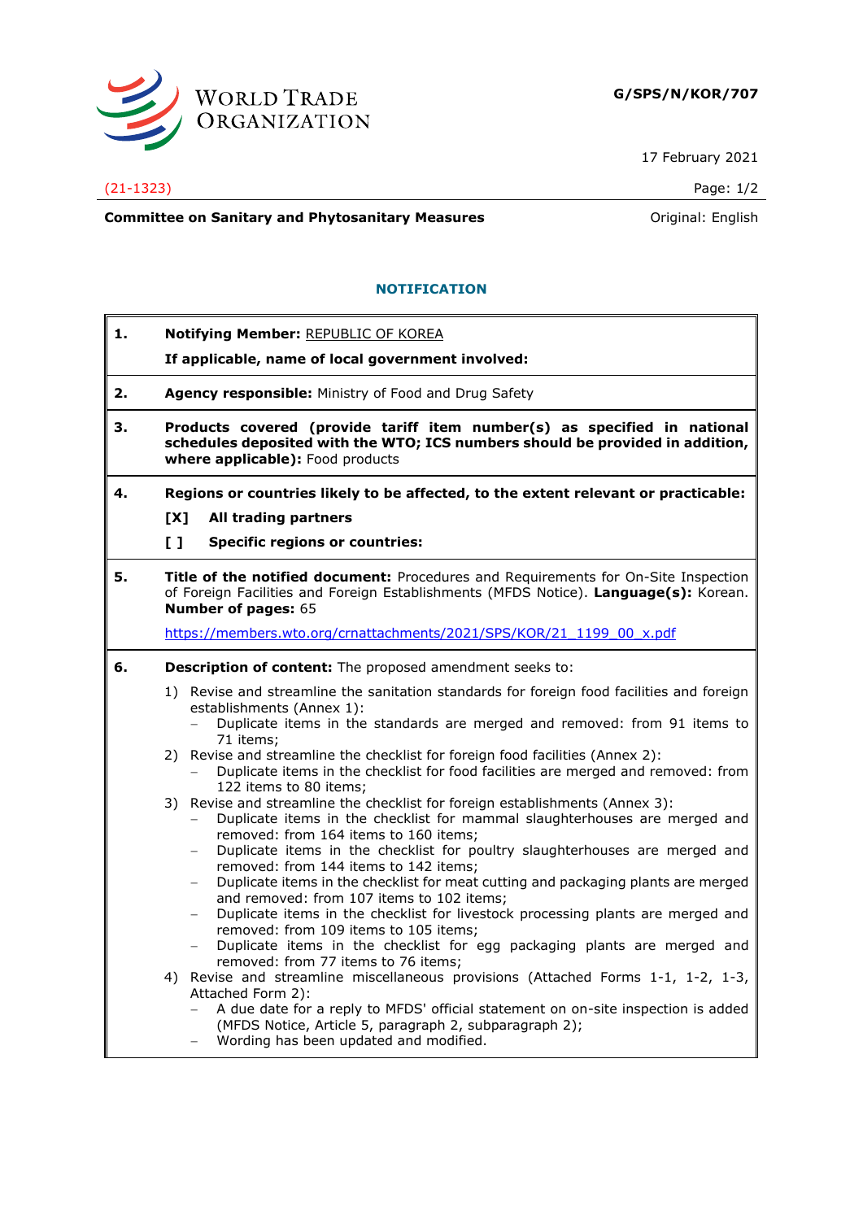**G/SPS/N/KOR/707**

17 February 2021

(21-1323)

**Committee on Sanitary and Phytosanitary Measures**

Original: English

## NOTIFICATION

**1. Notifying Member:** REPUBLIC OF KOREA

**If applicable, name of local government involved:**

**2. Agency responsible:** Ministry of Food and Drug Safety

**3. Products covered (provide tariff item number(s) as specified in national schedules deposited with the WTO; ICS numbers should be provided in addition, where applicable):** Food products

**4. Regions or countries likely to be affected, to the extent relevant or practicable:**

**[X] All trading partners**

**[ ] Specific regions or countries:**

**5. Title of the notified document:** Procedures and Requirements for On-Site Inspection of Foreign Facilities and Foreign Establishments (MFDS Notice). **Language(s):** Korean. **Number of pages:** 65

https://members.wto.org/crnattachments/2021/SPS/KOR/21_1199_00_x.pdf

**6. Description of content:** The proposed amendment seeks to:

1) Revise and streamline the sanitation standards for foreign food facilities and foreign establishments (Annex 1):
   - Duplicate items in the standards are merged and removed: from 91 items to 71 items;
2) Revise and streamline the checklist for foreign food facilities (Annex 2):
   - Duplicate items in the checklist for food facilities are merged and removed: from 122 items to 80 items;
3) Revise and streamline the checklist for foreign establishments (Annex 3):
   - Duplicate items in the checklist for mammal slaughterhouses are merged and removed: from 164 items to 160 items;
   - Duplicate items in the checklist for poultry slaughterhouses are merged and removed: from 144 items to 142 items;
   - Duplicate items in the checklist for meat cutting and packaging plants are merged and removed: from 107 items to 102 items;
   - Duplicate items in the checklist for livestock processing plants are merged and removed: from 109 items to 105 items;
   - Duplicate items in the checklist for egg packaging plants are merged and removed: from 77 items to 76 items;
4) Revise and streamline miscellaneous provisions (Attached Forms 1-1, 1-2, 1-3, Attached Form 2):
   - A due date for a reply to MFDS' official statement on on-site inspection is added (MFDS Notice, Article 5, paragraph 2, subparagraph 2);
   - Wording has been updated and modified.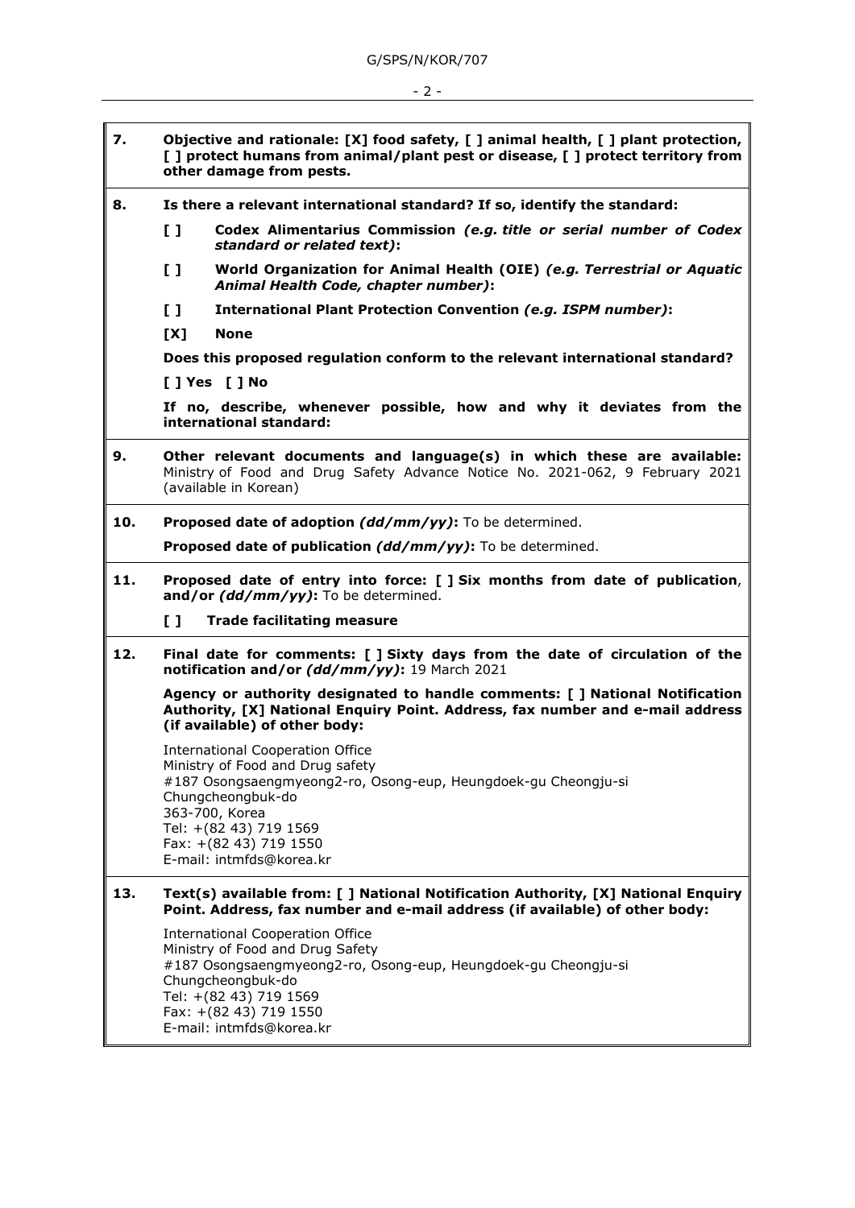**7. Objective and rationale: [X] food safety, [ ] animal health, [ ] plant protection, [ ] protect humans from animal/plant pest or disease, [ ] protect territory from other damage from pests.**

**8. Is there a relevant international standard? If so, identify the standard:**

**[ ] Codex Alimentarius Commission** ***(e.g. title or serial number of Codex standard or related text)*****:**

**[ ] World Organization for Animal Health (OIE)** ***(e.g. Terrestrial or Aquatic Animal Health Code, chapter number)*****:**

**[ ] International Plant Protection Convention** ***(e.g. ISPM number)*****:**

**[X] None**

**Does this proposed regulation conform to the relevant international standard?**

**[ ] Yes [ ] No**

**If no, describe, whenever possible, how and why it deviates from the international standard:**

**9. Other relevant documents and language(s) in which these are available:** Ministry of Food and Drug Safety Advance Notice No. 2021-062, 9 February 2021 (available in Korean)

**10. Proposed date of adoption** ***(dd/mm/yy)*****:** To be determined.

**Proposed date of publication** ***(dd/mm/yy)*****:** To be determined.

**11. Proposed date of entry into force: [ ] Six months from date of publication, and/or** ***(dd/mm/yy)*****:** To be determined.

**[ ] Trade facilitating measure**

**12. Final date for comments: [ ] Sixty days from the date of circulation of the notification and/or** ***(dd/mm/yy)*****:** 19 March 2021

**Agency or authority designated to handle comments: [ ] National Notification Authority, [X] National Enquiry Point. Address, fax number and e-mail address (if available) of other body:**

International Cooperation Office  
Ministry of Food and Drug safety  
#187 Osongsaengmyeong2-ro, Osong-eup, Heungdoek-gu Cheongju-si  
Chungcheongbuk-do  
363-700, Korea  
Tel: +(82 43) 719 1569  
Fax: +(82 43) 719 1550  
E-mail: intmfds@korea.kr

**13. Text(s) available from: [ ] National Notification Authority, [X] National Enquiry Point. Address, fax number and e-mail address (if available) of other body:**

International Cooperation Office  
Ministry of Food and Drug Safety  
#187 Osongsaengmyeong2-ro, Osong-eup, Heungdoek-gu Cheongju-si  
Chungcheongbuk-do  
Tel: +(82 43) 719 1569  
Fax: +(82 43) 719 1550  
E-mail: intmfds@korea.kr